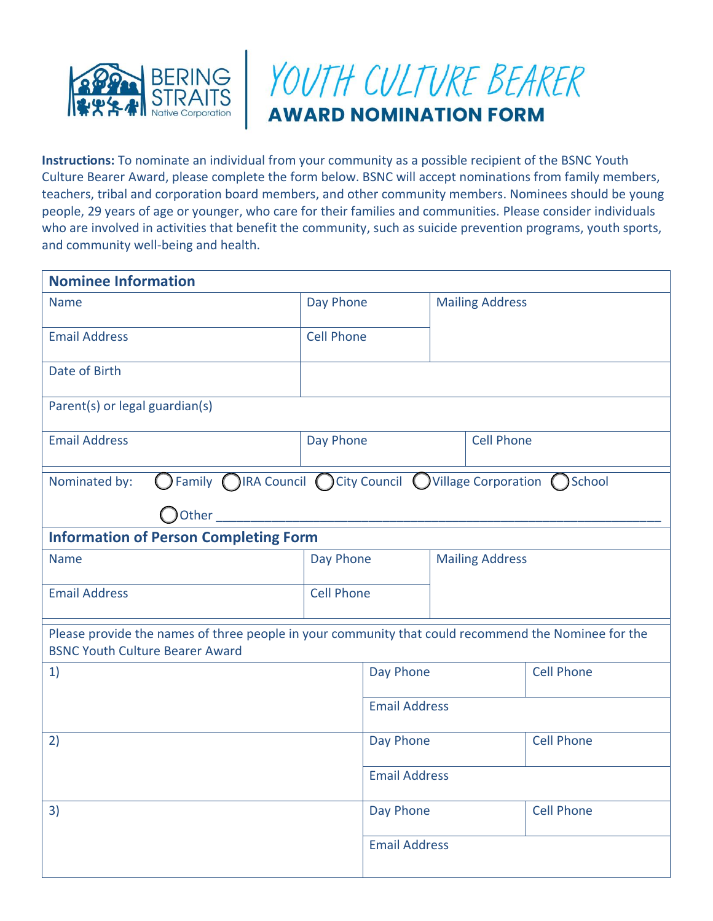# BERING STRAITS Native Corporation

# YOUTH CULTURE BEARER

## AWARD NOMINATION FORM

**Instructions:** To nominate an individual from your community as a possible recipient of the BSNC Youth Culture Bearer Award, please complete the form below. BSNC will accept nominations from family members, teachers, tribal and corporation board members, and other community members. Nominees should be young people, 29 years of age or younger, who care for their families and communities. Please consider individuals who are involved in activities that benefit the community, such as suicide prevention programs, youth sports, and community well-being and health.

| **Nominee Information** | | |
|---|---|---|
| Name | Day Phone | Mailing Address |
| Email Address | Cell Phone | |
| Date of Birth | | |
| Parent(s) or legal guardian(s) | | |
| Email Address | Day Phone | Cell Phone |

Nominated by: ◯ Family ◯ IRA Council ◯ City Council ◯ Village Corporation ◯ School ◯ Other ______________________________

| **Information of Person Completing Form** | | |
|---|---|---|
| Name | Day Phone | Mailing Address |
| Email Address | Cell Phone | |

Please provide the names of three people in your community that could recommend the Nominee for the BSNC Youth Culture Bearer Award

| | | |
|---|---|---|
| 1) | Day Phone | Cell Phone |
| | Email Address | |
| 2) | Day Phone | Cell Phone |
| | Email Address | |
| 3) | Day Phone | Cell Phone |
| | Email Address | |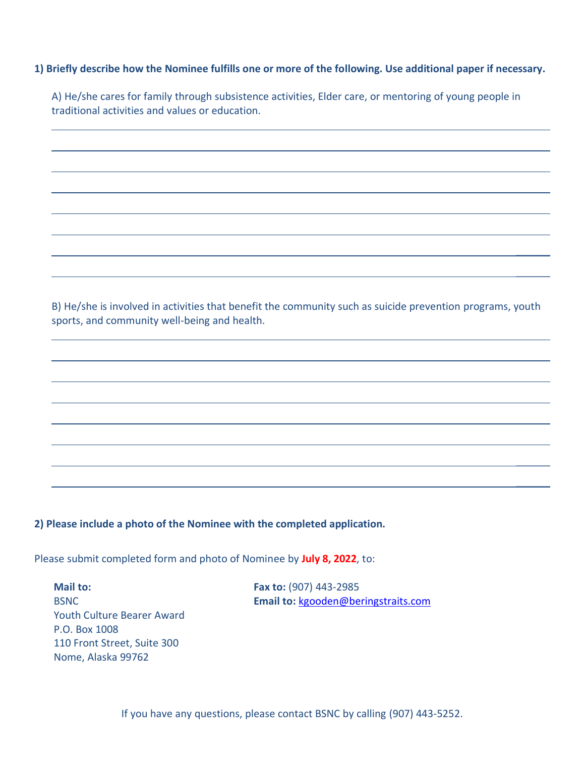**1) Briefly describe how the Nominee fulfills one or more of the following. Use additional paper if necessary.**

A) He/she cares for family through subsistence activities, Elder care, or mentoring of young people in traditional activities and values or education.

B) He/she is involved in activities that benefit the community such as suicide prevention programs, youth sports, and community well-being and health.

**2) Please include a photo of the Nominee with the completed application.**

Please submit completed form and photo of Nominee by **July 8, 2022**, to:

**Mail to:**
BSNC
Youth Culture Bearer Award
P.O. Box 1008
110 Front Street, Suite 300
Nome, Alaska 99762

**Fax to:** (907) 443-2985
**Email to:** kgooden@beringstraits.com

If you have any questions, please contact BSNC by calling (907) 443-5252.